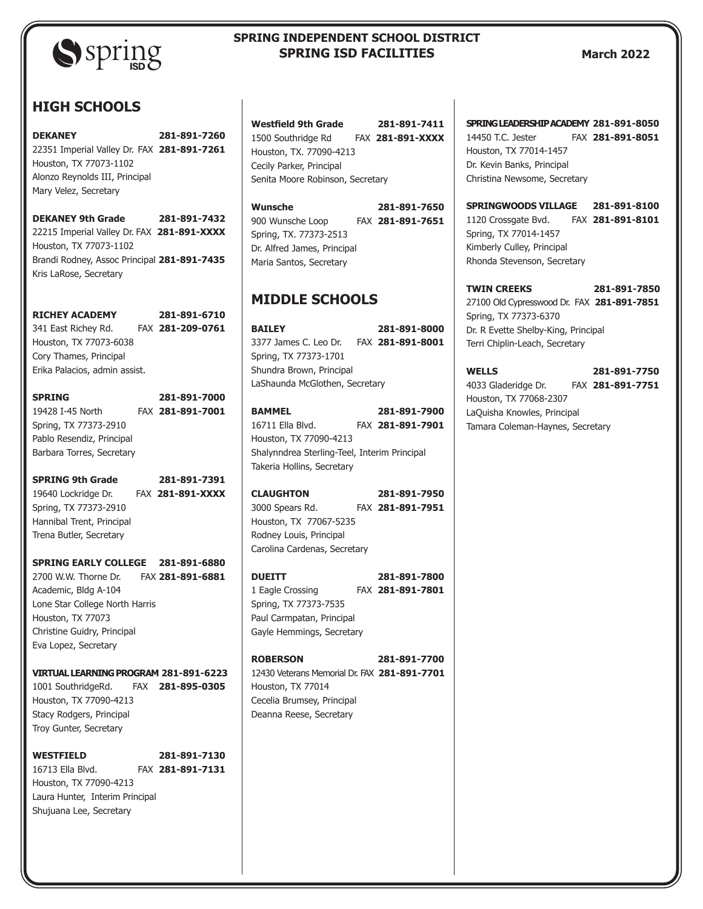# SPRING INDEPENDENT SCHOOL DISTRICT
## SPRING ISD FACILITIES

**March 2022**

## HIGH SCHOOLS

**DEKANEY** **281-891-7260**
22351 Imperial Valley Dr. FAX **281-891-7261**
Houston, TX 77073-1102
Alonzo Reynolds III, Principal
Mary Velez, Secretary

**DEKANEY 9th Grade** **281-891-7432**
22215 Imperial Valley Dr. FAX **281-891-XXXX**
Houston, TX 77073-1102
Brandi Rodney, Assoc Principal **281-891-7435**
Kris LaRose, Secretary

**RICHEY ACADEMY** **281-891-6710**
341 East Richey Rd. FAX **281-209-0761**
Houston, TX 77073-6038
Cory Thames, Principal
Erika Palacios, admin assist.

**SPRING** **281-891-7000**
19428 I-45 North FAX **281-891-7001**
Spring, TX 77373-2910
Pablo Resendiz, Principal
Barbara Torres, Secretary

**SPRING 9th Grade** **281-891-7391**
19640 Lockridge Dr. FAX **281-891-XXXX**
Spring, TX 77373-2910
Hannibal Trent, Principal
Trena Butler, Secretary

**SPRING EARLY COLLEGE** **281-891-6880**
2700 W.W. Thorne Dr. FAX **281-891-6881**
Academic, Bldg A-104
Lone Star College North Harris
Houston, TX 77073
Christine Guidry, Principal
Eva Lopez, Secretary

**VIRTUAL LEARNING PROGRAM** **281-891-6223**
1001 SouthridgeRd. FAX **281-895-0305**
Houston, TX 77090-4213
Stacy Rodgers, Principal
Troy Gunter, Secretary

**WESTFIELD** **281-891-7130**
16713 Ella Blvd. FAX **281-891-7131**
Houston, TX 77090-4213
Laura Hunter, Interim Principal
Shujuana Lee, Secretary

**Westfield 9th Grade** **281-891-7411**
1500 Southridge Rd FAX **281-891-XXXX**
Houston, TX. 77090-4213
Cecily Parker, Principal
Senita Moore Robinson, Secretary

**Wunsche** **281-891-7650**
900 Wunsche Loop FAX **281-891-7651**
Spring, TX. 77373-2513
Dr. Alfred James, Principal
Maria Santos, Secretary

## MIDDLE SCHOOLS

**BAILEY** **281-891-8000**
3377 James C. Leo Dr. FAX **281-891-8001**
Spring, TX 77373-1701
Shundra Brown, Principal
LaShaunda McGlothen, Secretary

**BAMMEL** **281-891-7900**
16711 Ella Blvd. FAX **281-891-7901**
Houston, TX 77090-4213
Shalynndrea Sterling-Teel, Interim Principal
Takeria Hollins, Secretary

**CLAUGHTON** **281-891-7950**
3000 Spears Rd. FAX **281-891-7951**
Houston, TX 77067-5235
Rodney Louis, Principal
Carolina Cardenas, Secretary

**DUEITT** **281-891-7800**
1 Eagle Crossing FAX **281-891-7801**
Spring, TX 77373-7535
Paul Carmpatan, Principal
Gayle Hemmings, Secretary

**ROBERSON** **281-891-7700**
12430 Veterans Memorial Dr. FAX **281-891-7701**
Houston, TX 77014
Cecelia Brumsey, Principal
Deanna Reese, Secretary

**SPRING LEADERSHIP ACADEMY** **281-891-8050**
14450 T.C. Jester FAX **281-891-8051**
Houston, TX 77014-1457
Dr. Kevin Banks, Principal
Christina Newsome, Secretary

**SPRINGWOODS VILLAGE** **281-891-8100**
1120 Crossgate Bvd. FAX **281-891-8101**
Spring, TX 77014-1457
Kimberly Culley, Principal
Rhonda Stevenson, Secretary

**TWIN CREEKS** **281-891-7850**
27100 Old Cypresswood Dr. FAX **281-891-7851**
Spring, TX 77373-6370
Dr. R Evette Shelby-King, Principal
Terri Chiplin-Leach, Secretary

**WELLS** **281-891-7750**
4033 Gladeridge Dr. FAX **281-891-7751**
Houston, TX 77068-2307
LaQuisha Knowles, Principal
Tamara Coleman-Haynes, Secretary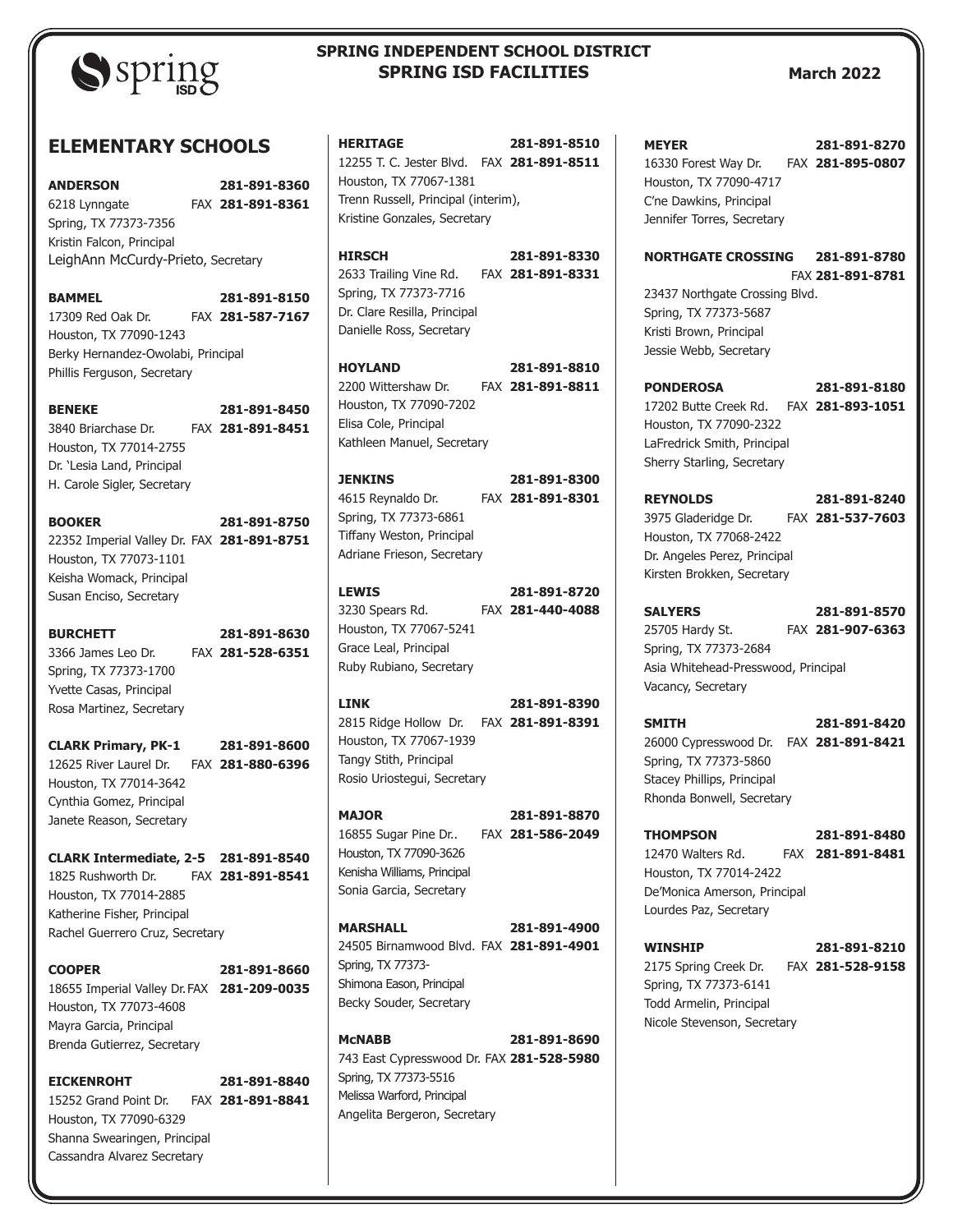# SPRING INDEPENDENT SCHOOL DISTRICT
## SPRING ISD FACILITIES

**March 2022**

## ELEMENTARY SCHOOLS

**ANDERSON** **281-891-8360**
6218 Lynngate FAX **281-891-8361**
Spring, TX 77373-7356
Kristin Falcon, Principal
LeighAnn McCurdy-Prieto, Secretary

**BAMMEL** **281-891-8150**
17309 Red Oak Dr. FAX **281-587-7167**
Houston, TX 77090-1243
Berky Hernandez-Owolabi, Principal
Phillis Ferguson, Secretary

**BENEKE** **281-891-8450**
3840 Briarchase Dr. FAX **281-891-8451**
Houston, TX 77014-2755
Dr. 'Lesia Land, Principal
H. Carole Sigler, Secretary

**BOOKER** **281-891-8750**
22352 Imperial Valley Dr. FAX **281-891-8751**
Houston, TX 77073-1101
Keisha Womack, Principal
Susan Enciso, Secretary

**BURCHETT** **281-891-8630**
3366 James Leo Dr. FAX **281-528-6351**
Spring, TX 77373-1700
Yvette Casas, Principal
Rosa Martinez, Secretary

**CLARK Primary, PK-1** **281-891-8600**
12625 River Laurel Dr. FAX **281-880-6396**
Houston, TX 77014-3642
Cynthia Gomez, Principal
Janete Reason, Secretary

**CLARK Intermediate, 2-5** **281-891-8540**
1825 Rushworth Dr. FAX **281-891-8541**
Houston, TX 77014-2885
Katherine Fisher, Principal
Rachel Guerrero Cruz, Secretary

**COOPER** **281-891-8660**
18655 Imperial Valley Dr. FAX **281-209-0035**
Houston, TX 77073-4608
Mayra Garcia, Principal
Brenda Gutierrez, Secretary

**EICKENROHT** **281-891-8840**
15252 Grand Point Dr. FAX **281-891-8841**
Houston, TX 77090-6329
Shanna Swearingen, Principal
Cassandra Alvarez Secretary

**HERITAGE** **281-891-8510**
12255 T. C. Jester Blvd. FAX **281-891-8511**
Houston, TX 77067-1381
Trenn Russell, Principal (interim),
Kristine Gonzales, Secretary

**HIRSCH** **281-891-8330**
2633 Trailing Vine Rd. FAX **281-891-8331**
Spring, TX 77373-7716
Dr. Clare Resilla, Principal
Danielle Ross, Secretary

**HOYLAND** **281-891-8810**
2200 Wittershaw Dr. FAX **281-891-8811**
Houston, TX 77090-7202
Elisa Cole, Principal
Kathleen Manuel, Secretary

**JENKINS** **281-891-8300**
4615 Reynaldo Dr. FAX **281-891-8301**
Spring, TX 77373-6861
Tiffany Weston, Principal
Adriane Frieson, Secretary

**LEWIS** **281-891-8720**
3230 Spears Rd. FAX **281-440-4088**
Houston, TX 77067-5241
Grace Leal, Principal
Ruby Rubiano, Secretary

**LINK** **281-891-8390**
2815 Ridge Hollow Dr. FAX **281-891-8391**
Houston, TX 77067-1939
Tangy Stith, Principal
Rosio Uriostegui, Secretary

**MAJOR** **281-891-8870**
16855 Sugar Pine Dr.. FAX **281-586-2049**
Houston, TX 77090-3626
Kenisha Williams, Principal
Sonia Garcia, Secretary

**MARSHALL** **281-891-4900**
24505 Birnamwood Blvd. FAX **281-891-4901**
Spring, TX 77373-
Shimona Eason, Principal
Becky Souder, Secretary

**McNABB** **281-891-8690**
743 East Cypresswood Dr. FAX **281-528-5980**
Spring, TX 77373-5516
Melissa Warford, Principal
Angelita Bergeron, Secretary

**MEYER** **281-891-8270**
16330 Forest Way Dr. FAX **281-895-0807**
Houston, TX 77090-4717
C'ne Dawkins, Principal
Jennifer Torres, Secretary

**NORTHGATE CROSSING** **281-891-8780**
FAX **281-891-8781**
23437 Northgate Crossing Blvd.
Spring, TX 77373-5687
Kristi Brown, Principal
Jessie Webb, Secretary

**PONDEROSA** **281-891-8180**
17202 Butte Creek Rd. FAX **281-893-1051**
Houston, TX 77090-2322
LaFredrick Smith, Principal
Sherry Starling, Secretary

**REYNOLDS** **281-891-8240**
3975 Gladeridge Dr. FAX **281-537-7603**
Houston, TX 77068-2422
Dr. Angeles Perez, Principal
Kirsten Brokken, Secretary

**SALYERS** **281-891-8570**
25705 Hardy St. FAX **281-907-6363**
Spring, TX 77373-2684
Asia Whitehead-Presswood, Principal
Vacancy, Secretary

**SMITH** **281-891-8420**
26000 Cypresswood Dr. FAX **281-891-8421**
Spring, TX 77373-5860
Stacey Phillips, Principal
Rhonda Bonwell, Secretary

**THOMPSON** **281-891-8480**
12470 Walters Rd. FAX **281-891-8481**
Houston, TX 77014-2422
De'Monica Amerson, Principal
Lourdes Paz, Secretary

**WINSHIP** **281-891-8210**
2175 Spring Creek Dr. FAX **281-528-9158**
Spring, TX 77373-6141
Todd Armelin, Principal
Nicole Stevenson, Secretary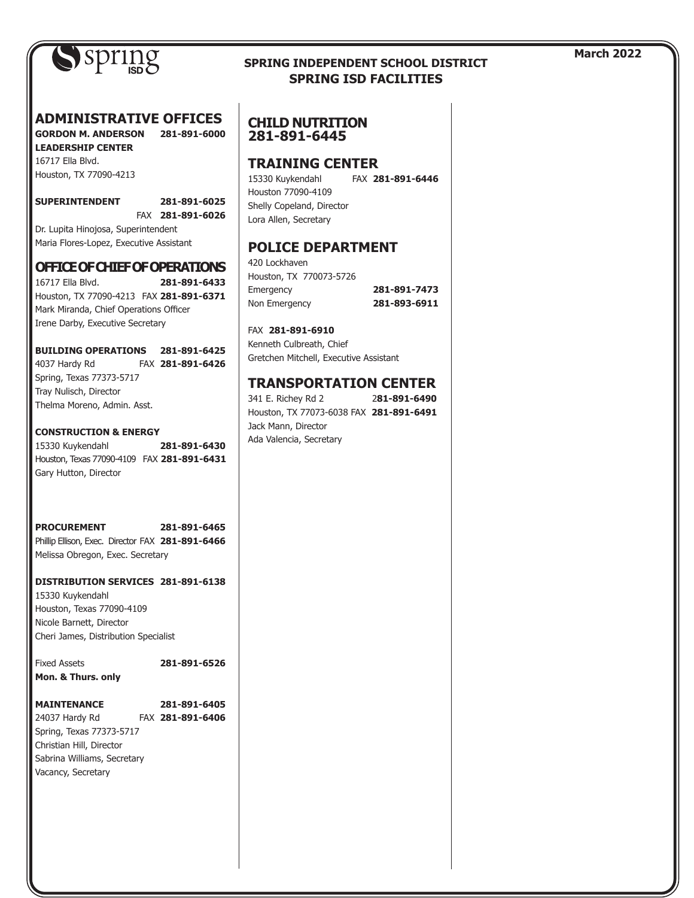March 2022

**SPRING INDEPENDENT SCHOOL DISTRICT**
**SPRING ISD FACILITIES**

## ADMINISTRATIVE OFFICES

**GORDON M. ANDERSON LEADERSHIP CENTER** **281-891-6000**
16717 Ella Blvd.
Houston, TX 77090-4213

**SUPERINTENDENT** **281-891-6025**
FAX **281-891-6026**
Dr. Lupita Hinojosa, Superintendent
Maria Flores-Lopez, Executive Assistant

## OFFICE OF CHIEF OF OPERATIONS

16717 Ella Blvd. **281-891-6433**
Houston, TX 77090-4213 FAX **281-891-6371**
Mark Miranda, Chief Operations Officer
Irene Darby, Executive Secretary

**BUILDING OPERATIONS** **281-891-6425**
4037 Hardy Rd FAX **281-891-6426**
Spring, Texas 77373-5717
Tray Nulisch, Director
Thelma Moreno, Admin. Asst.

**CONSTRUCTION & ENERGY**
15330 Kuykendahl **281-891-6430**
Houston, Texas 77090-4109 FAX **281-891-6431**
Gary Hutton, Director

**PROCUREMENT** **281-891-6465**
Phillip Ellison, Exec. Director FAX **281-891-6466**
Melissa Obregon, Exec. Secretary

**DISTRIBUTION SERVICES** **281-891-6138**
15330 Kuykendahl
Houston, Texas 77090-4109
Nicole Barnett, Director
Cheri James, Distribution Specialist

Fixed Assets **281-891-6526**
**Mon. & Thurs. only**

**MAINTENANCE** **281-891-6405**
24037 Hardy Rd FAX **281-891-6406**
Spring, Texas 77373-5717
Christian Hill, Director
Sabrina Williams, Secretary
Vacancy, Secretary

## CHILD NUTRITION
## 281-891-6445

## TRAINING CENTER

15330 Kuykendahl FAX **281-891-6446**
Houston 77090-4109
Shelly Copeland, Director
Lora Allen, Secretary

## POLICE DEPARTMENT

420 Lockhaven
Houston, TX 770073-5726
Emergency **281-891-7473**
Non Emergency **281-893-6911**

FAX **281-891-6910**
Kenneth Culbreath, Chief
Gretchen Mitchell, Executive Assistant

## TRANSPORTATION CENTER

341 E. Richey Rd 2 **281-891-6490**
Houston, TX 77073-6038 FAX **281-891-6491**
Jack Mann, Director
Ada Valencia, Secretary